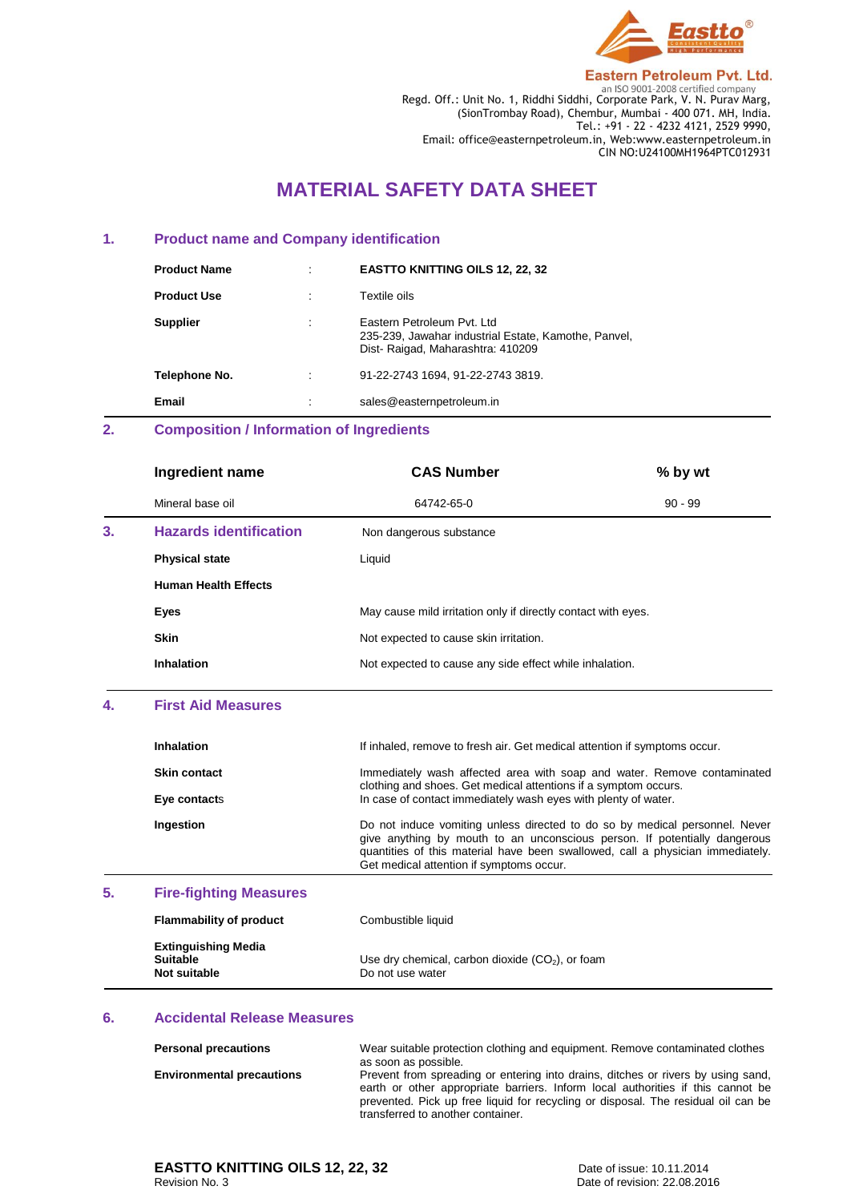Eastto®

**Eastern Petroleum Pvt. Ltd.**
an ISO 9001-2008 certified company
Regd. Off.: Unit No. 1, Riddhi Siddhi, Corporate Park, V. N. Purav Marg, (SionTrombay Road), Chembur, Mumbai - 400 071. MH, India.
Tel.: +91 - 22 - 4232 4121, 2529 9990,
Email: office@easternpetroleum.in, Web:www.easternpetroleum.in
CIN NO:U24100MH1964PTC012931

# MATERIAL SAFETY DATA SHEET

## 1. Product name and Company identification

| | | |
|---|---|---|
| **Product Name** | : | **EASTTO KNITTING OILS 12, 22, 32** |
| **Product Use** | : | Textile oils |
| **Supplier** | : | Eastern Petroleum Pvt. Ltd<br>235-239, Jawahar industrial Estate, Kamothe, Panvel, Dist- Raigad, Maharashtra: 410209 |
| **Telephone No.** | : | 91-22-2743 1694, 91-22-2743 3819. |
| **Email** | : | sales@easternpetroleum.in |

## 2. Composition / Information of Ingredients

| Ingredient name | CAS Number | % by wt |
|---|---|---|
| Mineral base oil | 64742-65-0 | 90 - 99 |

## 3. Hazards identification

Non dangerous substance

| | |
|---|---|
| **Physical state** | Liquid |
| **Human Health Effects** | |
| **Eyes** | May cause mild irritation only if directly contact with eyes. |
| **Skin** | Not expected to cause skin irritation. |
| **Inhalation** | Not expected to cause any side effect while inhalation. |

## 4. First Aid Measures

| | |
|---|---|
| **Inhalation** | If inhaled, remove to fresh air. Get medical attention if symptoms occur. |
| **Skin contact** | Immediately wash affected area with soap and water. Remove contaminated clothing and shoes. Get medical attentions if a symptom occurs. |
| **Eye contacts** | In case of contact immediately wash eyes with plenty of water. |
| **Ingestion** | Do not induce vomiting unless directed to do so by medical personnel. Never give anything by mouth to an unconscious person. If potentially dangerous quantities of this material have been swallowed, call a physician immediately. Get medical attention if symptoms occur. |

## 5. Fire-fighting Measures

| | |
|---|---|
| **Flammability of product** | Combustible liquid |
| **Extinguishing Media** | |
| **Suitable** | Use dry chemical, carbon dioxide ($CO_2$), or foam |
| **Not suitable** | Do not use water |

## 6. Accidental Release Measures

| | |
|---|---|
| **Personal precautions** | Wear suitable protection clothing and equipment. Remove contaminated clothes as soon as possible. |
| **Environmental precautions** | Prevent from spreading or entering into drains, ditches or rivers by using sand, earth or other appropriate barriers. Inform local authorities if this cannot be prevented. Pick up free liquid for recycling or disposal. The residual oil can be transferred to another container. |

**EASTTO KNITTING OILS 12, 22, 32**
Revision No. 3

Date of issue: 10.11.2014
Date of revision: 22.08.2016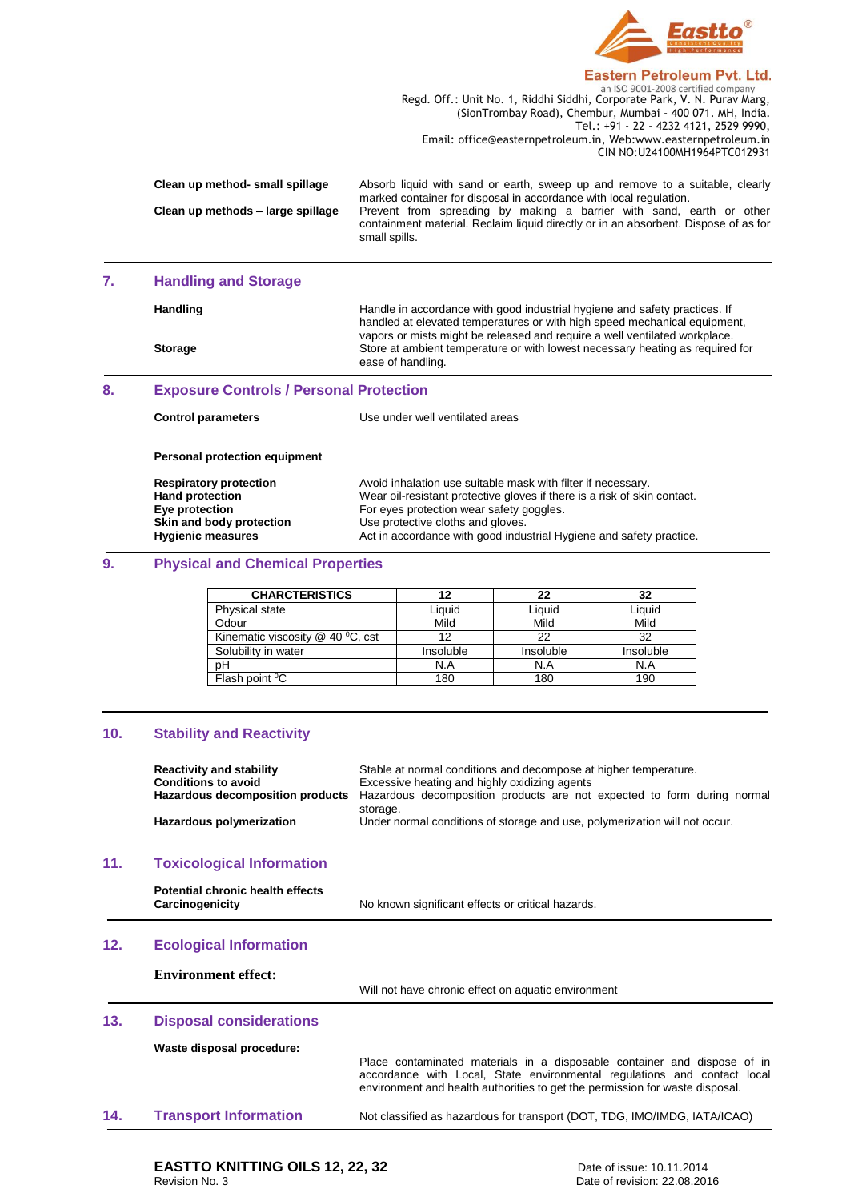**Clean up method- small spillage** — Absorb liquid with sand or earth, sweep up and remove to a suitable, clearly marked container for disposal in accordance with local regulation.

**Clean up methods – large spillage** — Prevent from spreading by making a barrier with sand, earth or other containment material. Reclaim liquid directly or in an absorbent. Dispose of as for small spills.

## 7. Handling and Storage

**Handling** — Handle in accordance with good industrial hygiene and safety practices. If handled at elevated temperatures or with high speed mechanical equipment, vapors or mists might be released and require a well ventilated workplace.

**Storage** — Store at ambient temperature or with lowest necessary heating as required for ease of handling.

## 8. Exposure Controls / Personal Protection

**Control parameters** — Use under well ventilated areas

**Personal protection equipment**

**Respiratory protection** — Avoid inhalation use suitable mask with filter if necessary.
**Hand protection** — Wear oil-resistant protective gloves if there is a risk of skin contact.
**Eye protection** — For eyes protection wear safety goggles.
**Skin and body protection** — Use protective cloths and gloves.
**Hygienic measures** — Act in accordance with good industrial Hygiene and safety practice.

## 9. Physical and Chemical Properties

| CHARCTERISTICS | 12 | 22 | 32 |
|---|---|---|---|
| Physical state | Liquid | Liquid | Liquid |
| Odour | Mild | Mild | Mild |
| Kinematic viscosity @ 40 $^0$C, cst | 12 | 22 | 32 |
| Solubility in water | Insoluble | Insoluble | Insoluble |
| pH | N.A | N.A | N.A |
| Flash point $^0$C | 180 | 180 | 190 |

## 10. Stability and Reactivity

**Reactivity and stability** — Stable at normal conditions and decompose at higher temperature.
**Conditions to avoid** — Excessive heating and highly oxidizing agents
**Hazardous decomposition products** — Hazardous decomposition products are not expected to form during normal storage.
**Hazardous polymerization** — Under normal conditions of storage and use, polymerization will not occur.

## 11. Toxicological Information

**Potential chronic health effects**
**Carcinogenicity** — No known significant effects or critical hazards.

## 12. Ecological Information

**Environment effect:** — Will not have chronic effect on aquatic environment

## 13. Disposal considerations

**Waste disposal procedure:** — Place contaminated materials in a disposable container and dispose of in accordance with Local, State environmental regulations and contact local environment and health authorities to get the permission for waste disposal.

## 14. Transport Information

Not classified as hazardous for transport (DOT, TDG, IMO/IMDG, IATA/ICAO)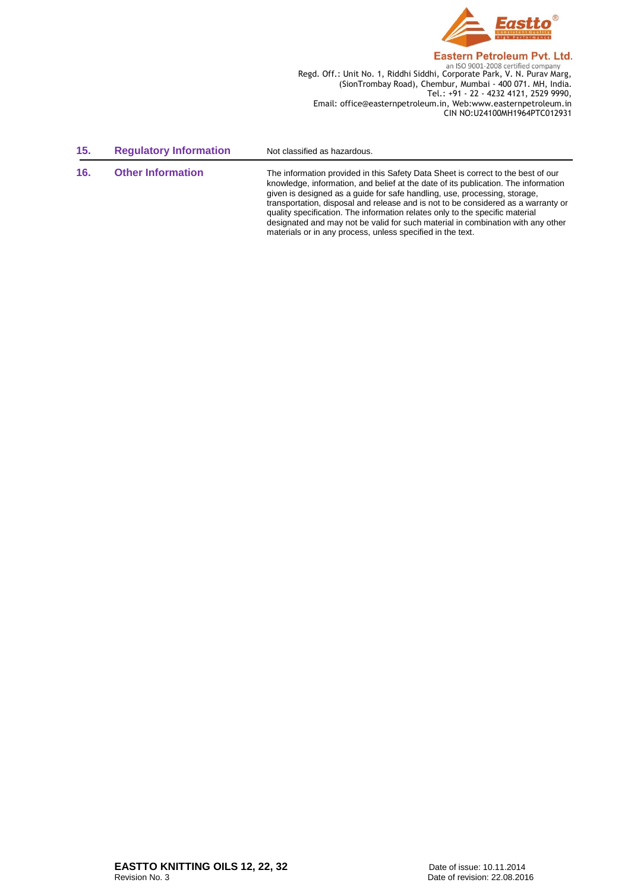## 15. Regulatory Information

Not classified as hazardous.

## 16. Other Information

The information provided in this Safety Data Sheet is correct to the best of our knowledge, information, and belief at the date of its publication. The information given is designed as a guide for safe handling, use, processing, storage, transportation, disposal and release and is not to be considered as a warranty or quality specification. The information relates only to the specific material designated and may not be valid for such material in combination with any other materials or in any process, unless specified in the text.